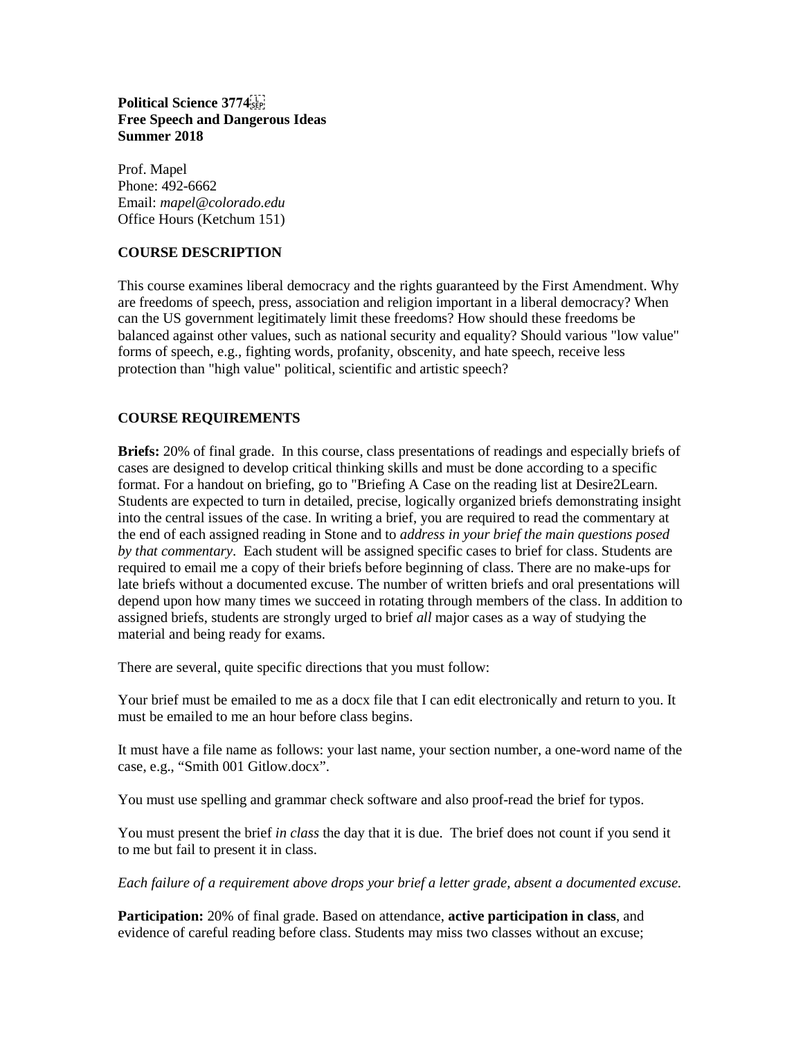**Political Science 3774**
**Free Speech and Dangerous Ideas**
**Summer 2018**

Prof. Mapel
Phone: 492-6662
Email: *mapel@colorado.edu*
Office Hours (Ketchum 151)

## COURSE DESCRIPTION

This course examines liberal democracy and the rights guaranteed by the First Amendment. Why are freedoms of speech, press, association and religion important in a liberal democracy? When can the US government legitimately limit these freedoms? How should these freedoms be balanced against other values, such as national security and equality? Should various "low value" forms of speech, e.g., fighting words, profanity, obscenity, and hate speech, receive less protection than "high value" political, scientific and artistic speech?

## COURSE REQUIREMENTS

**Briefs:** 20% of final grade. In this course, class presentations of readings and especially briefs of cases are designed to develop critical thinking skills and must be done according to a specific format. For a handout on briefing, go to "Briefing A Case on the reading list at Desire2Learn. Students are expected to turn in detailed, precise, logically organized briefs demonstrating insight into the central issues of the case. In writing a brief, you are required to read the commentary at the end of each assigned reading in Stone and to *address in your brief the main questions posed by that commentary*. Each student will be assigned specific cases to brief for class. Students are required to email me a copy of their briefs before beginning of class. There are no make-ups for late briefs without a documented excuse. The number of written briefs and oral presentations will depend upon how many times we succeed in rotating through members of the class. In addition to assigned briefs, students are strongly urged to brief *all* major cases as a way of studying the material and being ready for exams.

There are several, quite specific directions that you must follow:

Your brief must be emailed to me as a docx file that I can edit electronically and return to you. It must be emailed to me an hour before class begins.

It must have a file name as follows: your last name, your section number, a one-word name of the case, e.g., "Smith 001 Gitlow.docx".

You must use spelling and grammar check software and also proof-read the brief for typos.

You must present the brief *in class* the day that it is due. The brief does not count if you send it to me but fail to present it in class.

*Each failure of a requirement above drops your brief a letter grade, absent a documented excuse.*

**Participation:** 20% of final grade. Based on attendance, **active participation in class**, and evidence of careful reading before class. Students may miss two classes without an excuse;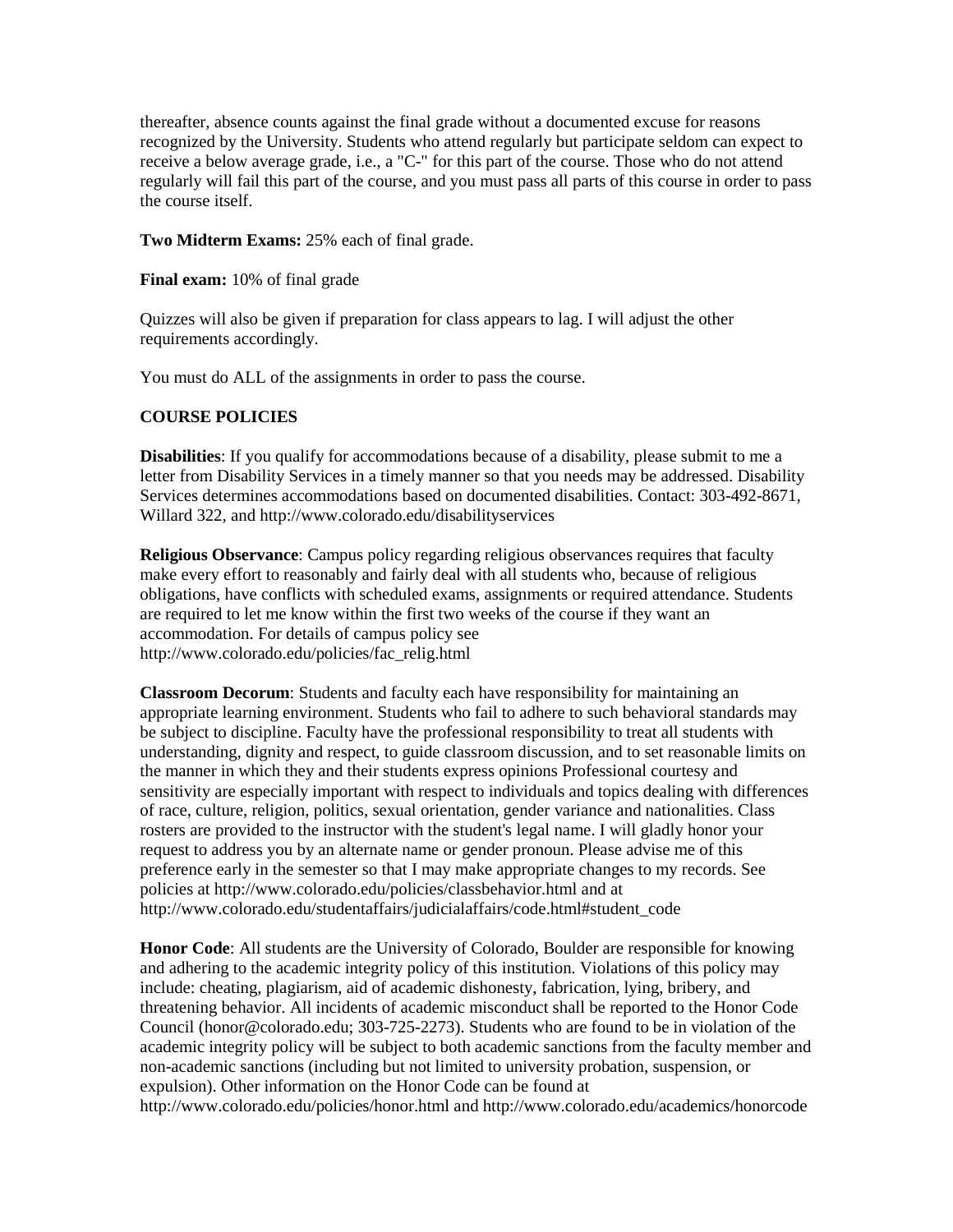thereafter, absence counts against the final grade without a documented excuse for reasons recognized by the University. Students who attend regularly but participate seldom can expect to receive a below average grade, i.e., a "C-" for this part of the course. Those who do not attend regularly will fail this part of the course, and you must pass all parts of this course in order to pass the course itself.

**Two Midterm Exams:** 25% each of final grade.

**Final exam:** 10% of final grade

Quizzes will also be given if preparation for class appears to lag. I will adjust the other requirements accordingly.

You must do ALL of the assignments in order to pass the course.

**COURSE POLICIES**

**Disabilities**: If you qualify for accommodations because of a disability, please submit to me a letter from Disability Services in a timely manner so that you needs may be addressed. Disability Services determines accommodations based on documented disabilities. Contact: 303-492-8671, Willard 322, and http://www.colorado.edu/disabilityservices

**Religious Observance**: Campus policy regarding religious observances requires that faculty make every effort to reasonably and fairly deal with all students who, because of religious obligations, have conflicts with scheduled exams, assignments or required attendance. Students are required to let me know within the first two weeks of the course if they want an accommodation. For details of campus policy see http://www.colorado.edu/policies/fac_relig.html

**Classroom Decorum**: Students and faculty each have responsibility for maintaining an appropriate learning environment. Students who fail to adhere to such behavioral standards may be subject to discipline. Faculty have the professional responsibility to treat all students with understanding, dignity and respect, to guide classroom discussion, and to set reasonable limits on the manner in which they and their students express opinions Professional courtesy and sensitivity are especially important with respect to individuals and topics dealing with differences of race, culture, religion, politics, sexual orientation, gender variance and nationalities. Class rosters are provided to the instructor with the student's legal name. I will gladly honor your request to address you by an alternate name or gender pronoun. Please advise me of this preference early in the semester so that I may make appropriate changes to my records. See policies at http://www.colorado.edu/policies/classbehavior.html and at http://www.colorado.edu/studentaffairs/judicialaffairs/code.html#student_code

**Honor Code**: All students are the University of Colorado, Boulder are responsible for knowing and adhering to the academic integrity policy of this institution. Violations of this policy may include: cheating, plagiarism, aid of academic dishonesty, fabrication, lying, bribery, and threatening behavior. All incidents of academic misconduct shall be reported to the Honor Code Council (honor@colorado.edu; 303-725-2273). Students who are found to be in violation of the academic integrity policy will be subject to both academic sanctions from the faculty member and non-academic sanctions (including but not limited to university probation, suspension, or expulsion). Other information on the Honor Code can be found at http://www.colorado.edu/policies/honor.html and http://www.colorado.edu/academics/honorcode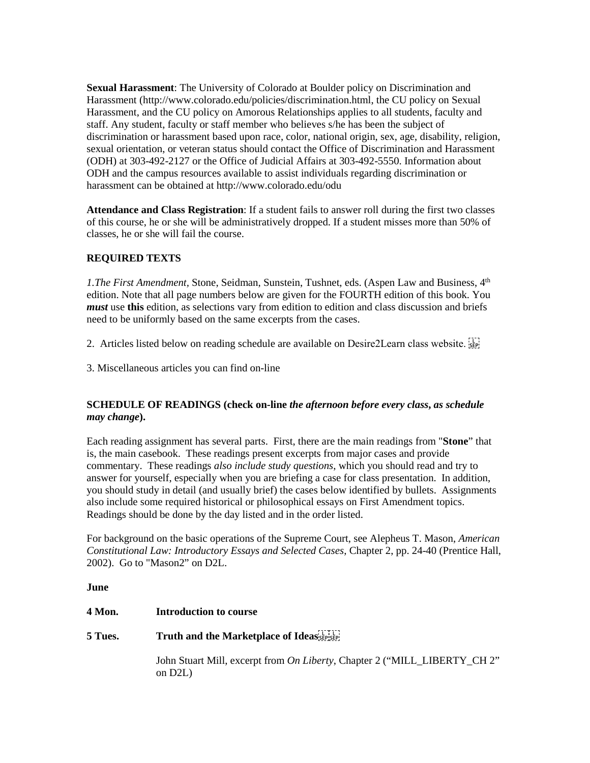**Sexual Harassment**: The University of Colorado at Boulder policy on Discrimination and Harassment (http://www.colorado.edu/policies/discrimination.html, the CU policy on Sexual Harassment, and the CU policy on Amorous Relationships applies to all students, faculty and staff. Any student, faculty or staff member who believes s/he has been the subject of discrimination or harassment based upon race, color, national origin, sex, age, disability, religion, sexual orientation, or veteran status should contact the Office of Discrimination and Harassment (ODH) at 303-492-2127 or the Office of Judicial Affairs at 303-492-5550. Information about ODH and the campus resources available to assist individuals regarding discrimination or harassment can be obtained at http://www.colorado.edu/odu

**Attendance and Class Registration**: If a student fails to answer roll during the first two classes of this course, he or she will be administratively dropped. If a student misses more than 50% of classes, he or she will fail the course.

**REQUIRED TEXTS**

*1.The First Amendment*, Stone, Seidman, Sunstein, Tushnet, eds. (Aspen Law and Business, 4th edition. Note that all page numbers below are given for the FOURTH edition of this book. You ***must*** use **this** edition, as selections vary from edition to edition and class discussion and briefs need to be uniformly based on the same excerpts from the cases.

2. Articles listed below on reading schedule are available on Desire2Learn class website.

3. Miscellaneous articles you can find on-line

**SCHEDULE OF READINGS (check on-line *the afternoon before every class, as schedule may change*).**

Each reading assignment has several parts. First, there are the main readings from "**Stone**" that is, the main casebook. These readings present excerpts from major cases and provide commentary. These readings *also include study questions*, which you should read and try to answer for yourself, especially when you are briefing a case for class presentation. In addition, you should study in detail (and usually brief) the cases below identified by bullets. Assignments also include some required historical or philosophical essays on First Amendment topics. Readings should be done by the day listed and in the order listed.

For background on the basic operations of the Supreme Court, see Alepheus T. Mason, *American Constitutional Law: Introductory Essays and Selected Cases*, Chapter 2, pp. 24-40 (Prentice Hall, 2002). Go to "Mason2" on D2L.

**June**

**4 Mon.** **Introduction to course**

**5 Tues.** **Truth and the Marketplace of Ideas**

John Stuart Mill, excerpt from *On Liberty*, Chapter 2 ("MILL_LIBERTY_CH 2" on D2L)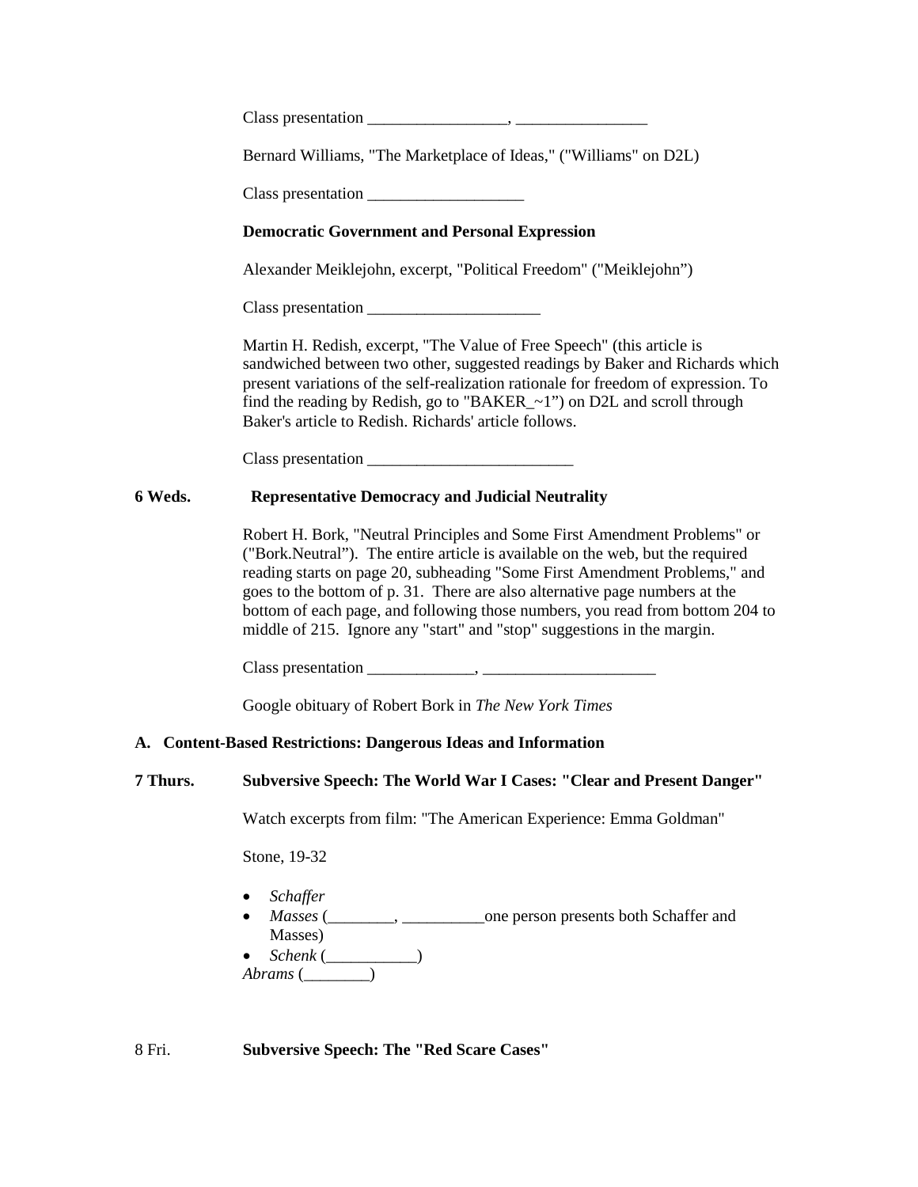Class presentation _________________, ________________

Bernard Williams, "The Marketplace of Ideas," ("Williams" on D2L)

Class presentation ___________________

**Democratic Government and Personal Expression**

Alexander Meiklejohn, excerpt, "Political Freedom" ("Meiklejohn")

Class presentation _____________________

Martin H. Redish, excerpt, "The Value of Free Speech" (this article is sandwiched between two other, suggested readings by Baker and Richards which present variations of the self-realization rationale for freedom of expression. To find the reading by Redish, go to "BAKER_~1") on D2L and scroll through Baker's article to Redish. Richards' article follows.

Class presentation _________________________

**6 Weds. Representative Democracy and Judicial Neutrality**

Robert H. Bork, "Neutral Principles and Some First Amendment Problems" or ("Bork.Neutral"). The entire article is available on the web, but the required reading starts on page 20, subheading "Some First Amendment Problems," and goes to the bottom of p. 31. There are also alternative page numbers at the bottom of each page, and following those numbers, you read from bottom 204 to middle of 215. Ignore any "start" and "stop" suggestions in the margin.

Class presentation _____________, _____________________

Google obituary of Robert Bork in *The New York Times*

**A. Content-Based Restrictions: Dangerous Ideas and Information**

**7 Thurs. Subversive Speech: The World War I Cases: "Clear and Present Danger"**

Watch excerpts from film: "The American Experience: Emma Goldman"

Stone, 19-32

- *Schaffer*
- *Masses* (________, __________one person presents both Schaffer and Masses)
- *Schenk* (___________)

*Abrams* (________)

8 Fri. **Subversive Speech: The "Red Scare Cases"**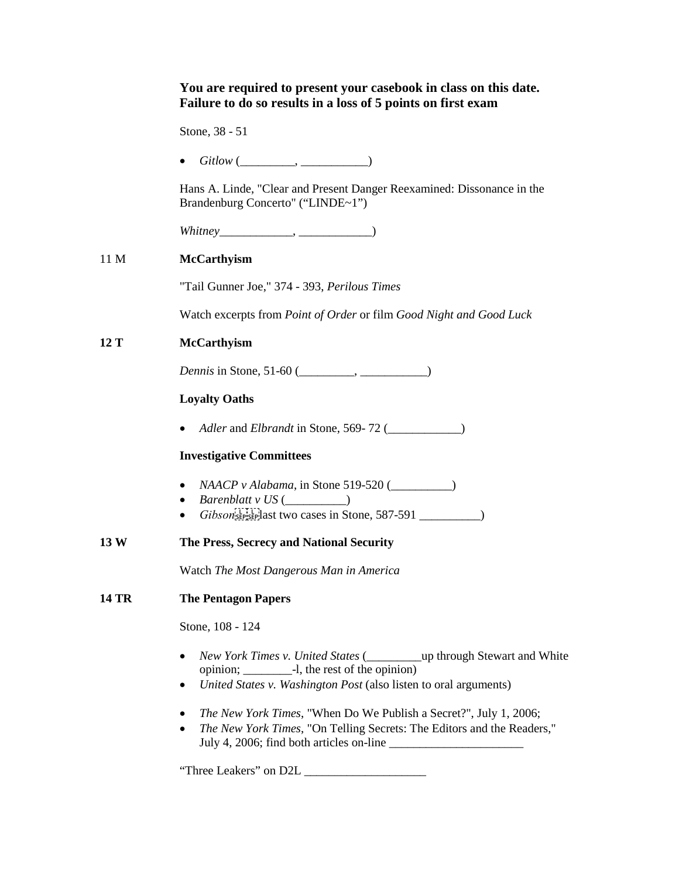**You are required to present your casebook in class on this date. Failure to do so results in a loss of 5 points on first exam**

Stone, 38 - 51

- *Gitlow* (_________, ___________)

Hans A. Linde, "Clear and Present Danger Reexamined: Dissonance in the Brandenburg Concerto" ("LINDE~1")

*Whitney*____________, ____________)

11 M **McCarthyism**

"Tail Gunner Joe," 374 - 393, *Perilous Times*

Watch excerpts from *Point of Order* or film *Good Night and Good Luck*

**12 T** **McCarthyism**

*Dennis* in Stone, 51-60 (_________, ___________)

**Loyalty Oaths**

- *Adler* and *Elbrandt* in Stone, 569- 72 (____________)

**Investigative Committees**

- *NAACP v Alabama*, in Stone 519-520 (__________)
- *Barenblatt v US* (__________)
- *Gibson* last two cases in Stone, 587-591 __________)

**13 W** **The Press, Secrecy and National Security**

Watch *The Most Dangerous Man in America*

**14 TR** **The Pentagon Papers**

Stone, 108 - 124

- *New York Times v. United States* (_________up through Stewart and White opinion; ________-l, the rest of the opinion)
- *United States v. Washington Post* (also listen to oral arguments)

- *The New York Times*, "When Do We Publish a Secret?", July 1, 2006;
- *The New York Times*, "On Telling Secrets: The Editors and the Readers," July 4, 2006; find both articles on-line ______________________

"Three Leakers" on D2L ____________________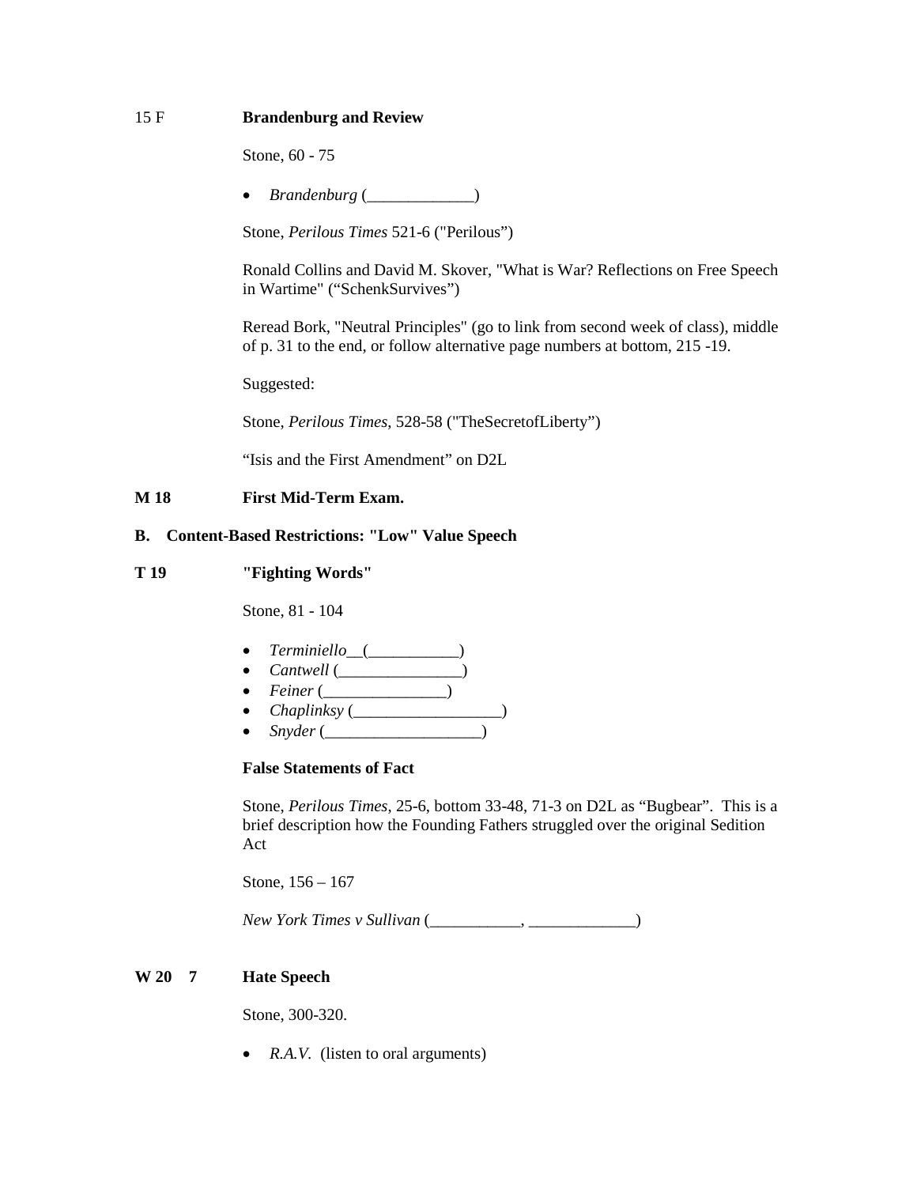15 F **Brandenburg and Review**

Stone, 60 - 75

- *Brandenburg* (_____________)

Stone, *Perilous Times* 521-6 ("Perilous")

Ronald Collins and David M. Skover, "What is War? Reflections on Free Speech in Wartime" ("SchenkSurvives")

Reread Bork, "Neutral Principles" (go to link from second week of class), middle of p. 31 to the end, or follow alternative page numbers at bottom, 215 -19.

Suggested:

Stone, *Perilous Times*, 528-58 ("TheSecretofLiberty")

"Isis and the First Amendment" on D2L

**M 18 First Mid-Term Exam.**

**B. Content-Based Restrictions: "Low" Value Speech**

**T 19 "Fighting Words"**

Stone, 81 - 104

- *Terminiello*__(___________)
- *Cantwell* (_______________)
- *Feiner* (_______________)
- *Chaplinksy* (__________________)
- *Snyder* (___________________)

**False Statements of Fact**

Stone, *Perilous Times*, 25-6, bottom 33-48, 71-3 on D2L as "Bugbear". This is a brief description how the Founding Fathers struggled over the original Sedition Act

Stone, 156 – 167

*New York Times v Sullivan* (___________, _____________)

**W 20 7 Hate Speech**

Stone, 300-320.

- *R.A.V.* (listen to oral arguments)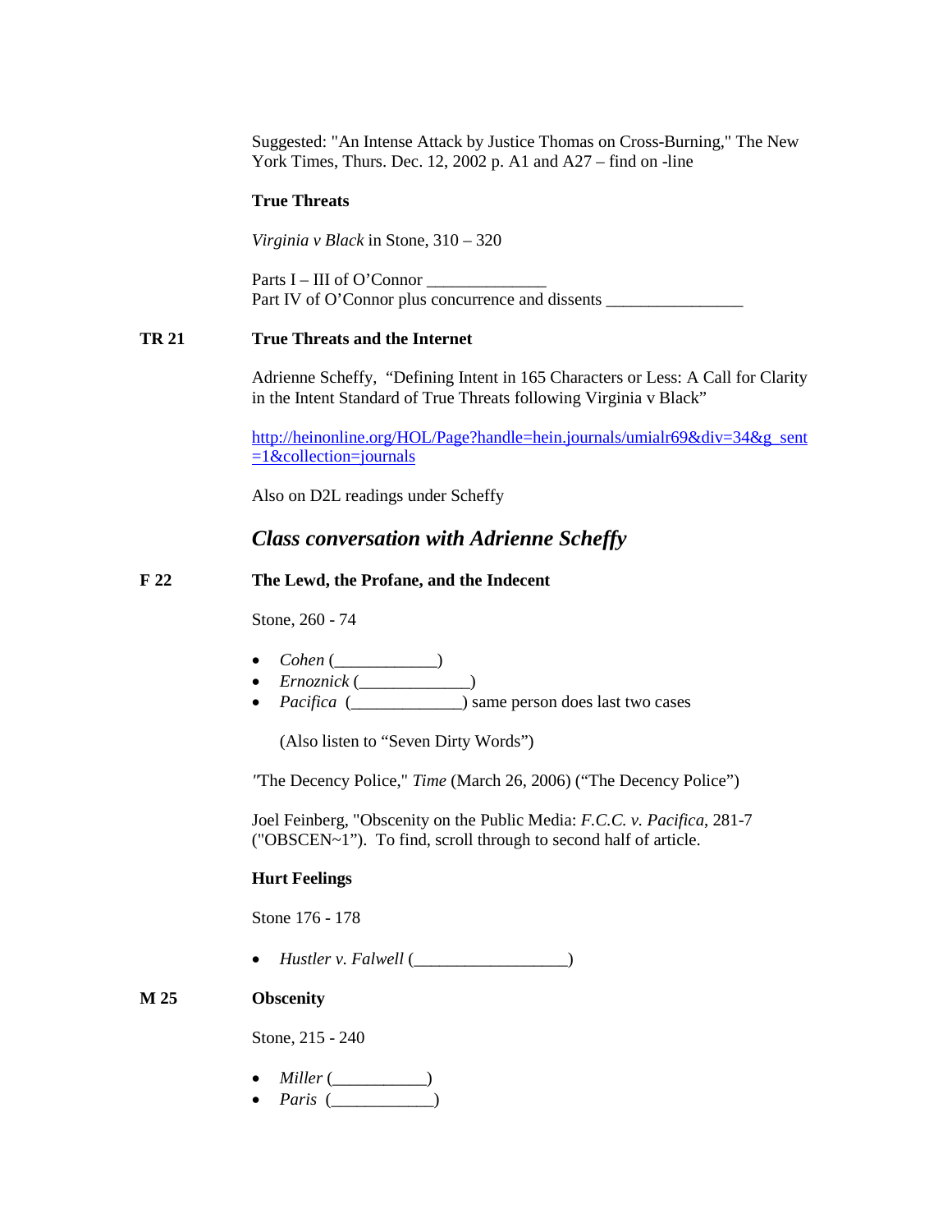Suggested: "An Intense Attack by Justice Thomas on Cross-Burning," The New York Times, Thurs. Dec. 12, 2002 p. A1 and A27 – find on -line

**True Threats**

*Virginia v Black* in Stone, 310 – 320

Parts I – III of O'Connor ______________
Part IV of O'Connor plus concurrence and dissents ________________

**TR 21** **True Threats and the Internet**

Adrienne Scheffy, "Defining Intent in 165 Characters or Less: A Call for Clarity in the Intent Standard of True Threats following Virginia v Black"

http://heinonline.org/HOL/Page?handle=hein.journals/umialr69&div=34&g_sent=1&collection=journals

Also on D2L readings under Scheffy

***Class conversation with Adrienne Scheffy***

**F 22** **The Lewd, the Profane, and the Indecent**

Stone, 260 - 74

- *Cohen* (____________)
- *Ernoznick* (_____________)
- *Pacifica* (_____________) same person does last two cases

(Also listen to "Seven Dirty Words")

"The Decency Police," *Time* (March 26, 2006) ("The Decency Police")

Joel Feinberg, "Obscenity on the Public Media: *F.C.C. v. Pacifica*, 281-7 ("OBSCEN~1"). To find, scroll through to second half of article.

**Hurt Feelings**

Stone 176 - 178

- *Hustler v. Falwell* (__________________)

**M 25** **Obscenity**

Stone, 215 - 240

- *Miller* (___________)
- *Paris* (____________)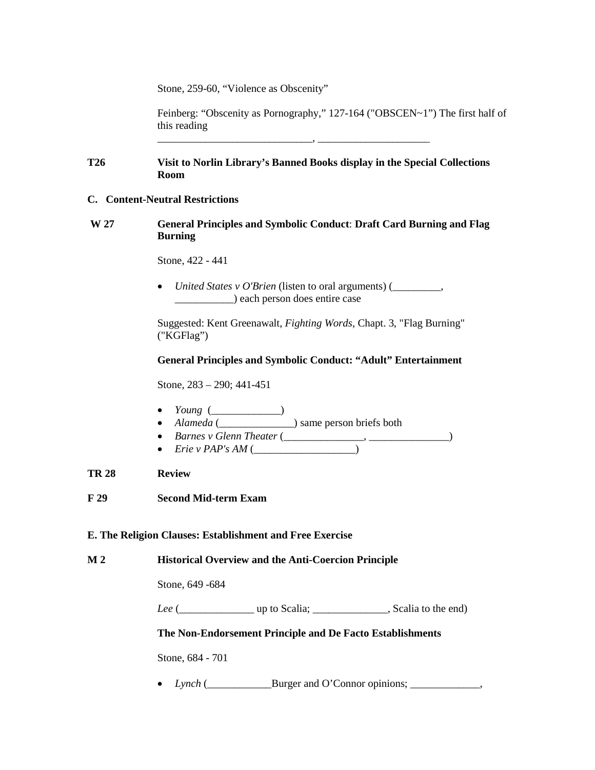Stone, 259-60, “Violence as Obscenity”

Feinberg: “Obscenity as Pornography,” 127-164 ("OBSCEN~1”) The first half of this reading

_____________________________, _____________________

**T26** **Visit to Norlin Library’s Banned Books display in the Special Collections Room**

**C. Content-Neutral Restrictions**

**W 27** **General Principles and Symbolic Conduct**: **Draft Card Burning and Flag Burning**

Stone, 422 - 441

- *United States v O'Brien* (listen to oral arguments) (_________, ___________) each person does entire case

Suggested: Kent Greenawalt, *Fighting Words*, Chapt. 3, "Flag Burning" ("KGFlag”)

**General Principles and Symbolic Conduct: “Adult” Entertainment**

Stone, 283 – 290; 441-451

- *Young* (_____________)
- *Alameda* (______________) same person briefs both
- *Barnes v Glenn Theater* (_______________, _______________)
- *Erie v PAP's AM* (___________________)

**TR 28** **Review**

**F 29** **Second Mid-term Exam**

**E. The Religion Clauses: Establishment and Free Exercise**

**M 2** **Historical Overview and the Anti-Coercion Principle**

Stone, 649 -684

*Lee* (______________ up to Scalia; ______________, Scalia to the end)

**The Non-Endorsement Principle and De Facto Establishments**

Stone, 684 - 701

- *Lynch* (____________Burger and O’Connor opinions; _____________,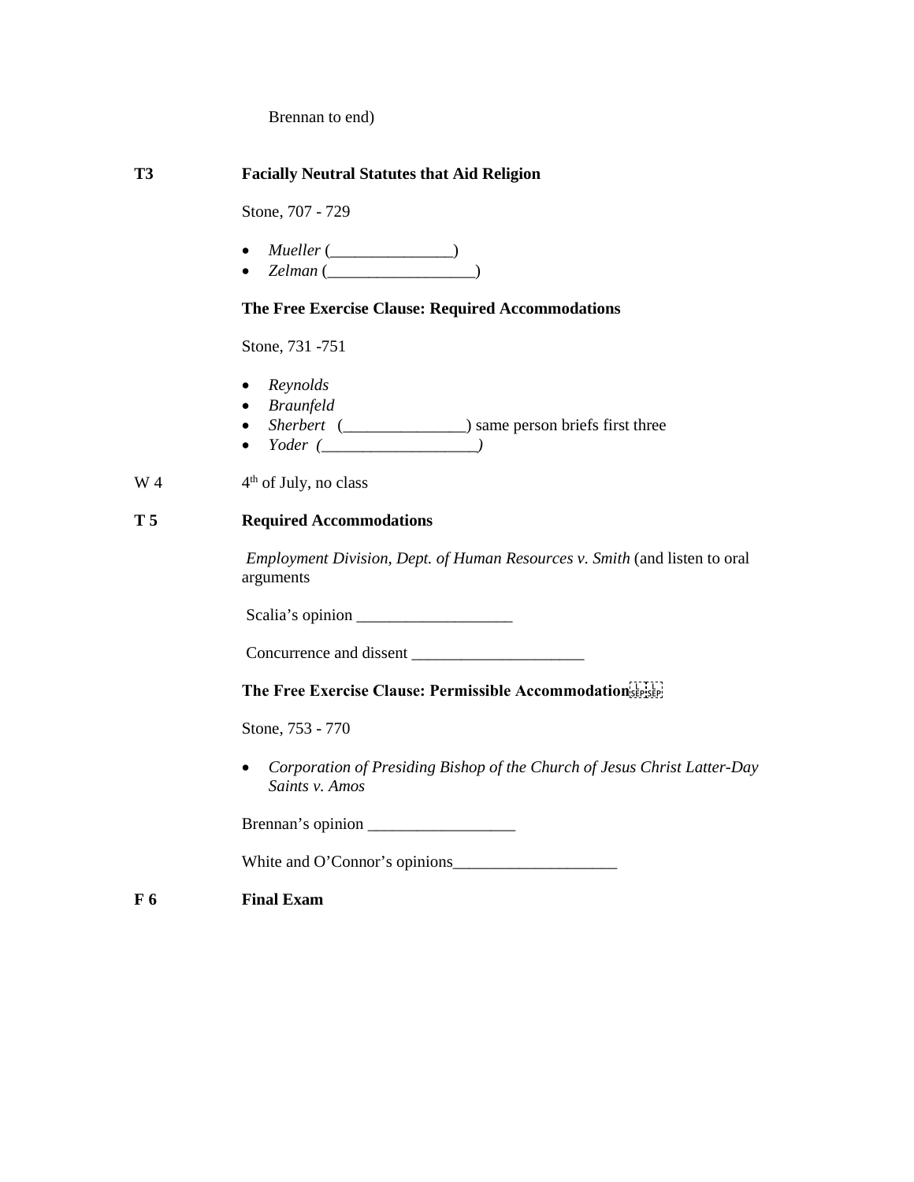Brennan to end)

**T3** **Facially Neutral Statutes that Aid Religion**

Stone, 707 - 729

- *Mueller* (_______________)
- *Zelman* (__________________)

**The Free Exercise Clause: Required Accommodations**

Stone, 731 -751

- *Reynolds*
- *Braunfeld*
- *Sherbert* (_______________) same person briefs first three
- *Yoder (___________________)*

W 4 4th of July, no class

**T 5** **Required Accommodations**

*Employment Division, Dept. of Human Resources v. Smith* (and listen to oral arguments

Scalia's opinion ___________________

Concurrence and dissent _____________________

**The Free Exercise Clause: Permissible Accommodation**

Stone, 753 - 770

- *Corporation of Presiding Bishop of the Church of Jesus Christ Latter-Day Saints v. Amos*

Brennan's opinion __________________

White and O'Connor's opinions____________________

**F 6** **Final Exam**